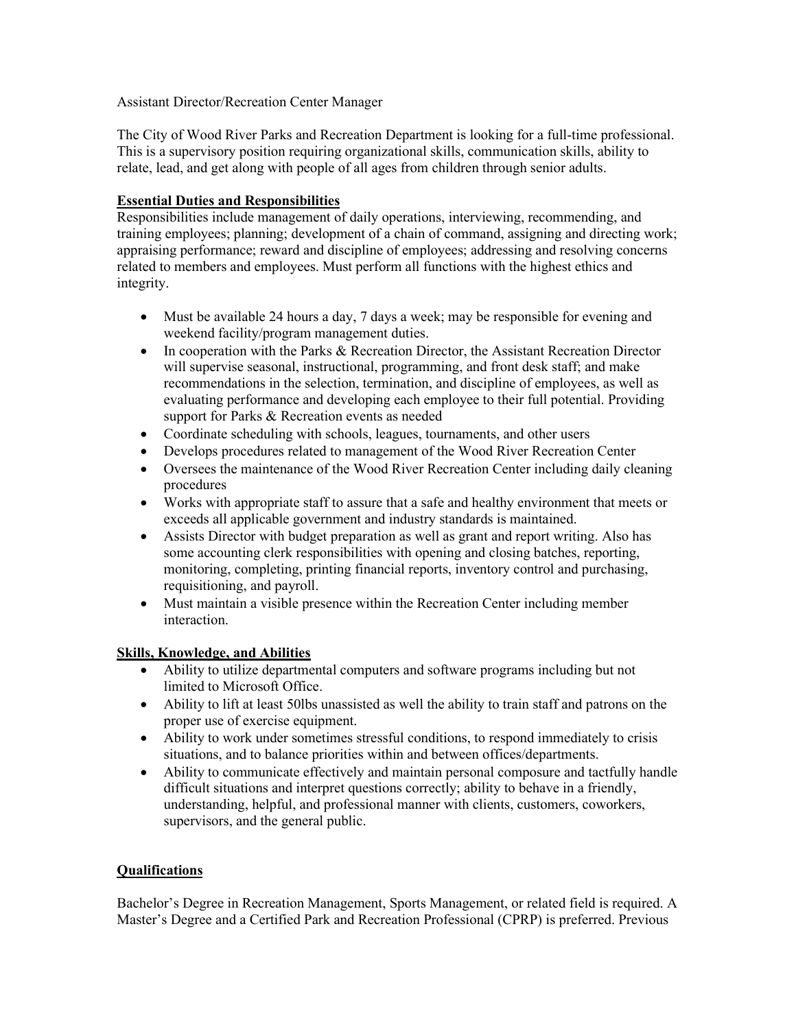Assistant Director/Recreation Center Manager

The City of Wood River Parks and Recreation Department is looking for a full-time professional. This is a supervisory position requiring organizational skills, communication skills, ability to relate, lead, and get along with people of all ages from children through senior adults.

**Essential Duties and Responsibilities**

Responsibilities include management of daily operations, interviewing, recommending, and training employees; planning; development of a chain of command, assigning and directing work; appraising performance; reward and discipline of employees; addressing and resolving concerns related to members and employees. Must perform all functions with the highest ethics and integrity.

- Must be available 24 hours a day, 7 days a week; may be responsible for evening and weekend facility/program management duties.
- In cooperation with the Parks & Recreation Director, the Assistant Recreation Director will supervise seasonal, instructional, programming, and front desk staff; and make recommendations in the selection, termination, and discipline of employees, as well as evaluating performance and developing each employee to their full potential. Providing support for Parks & Recreation events as needed
- Coordinate scheduling with schools, leagues, tournaments, and other users
- Develops procedures related to management of the Wood River Recreation Center
- Oversees the maintenance of the Wood River Recreation Center including daily cleaning procedures
- Works with appropriate staff to assure that a safe and healthy environment that meets or exceeds all applicable government and industry standards is maintained.
- Assists Director with budget preparation as well as grant and report writing. Also has some accounting clerk responsibilities with opening and closing batches, reporting, monitoring, completing, printing financial reports, inventory control and purchasing, requisitioning, and payroll.
- Must maintain a visible presence within the Recreation Center including member interaction.

**Skills, Knowledge, and Abilities**

- Ability to utilize departmental computers and software programs including but not limited to Microsoft Office.
- Ability to lift at least 50lbs unassisted as well the ability to train staff and patrons on the proper use of exercise equipment.
- Ability to work under sometimes stressful conditions, to respond immediately to crisis situations, and to balance priorities within and between offices/departments.
- Ability to communicate effectively and maintain personal composure and tactfully handle difficult situations and interpret questions correctly; ability to behave in a friendly, understanding, helpful, and professional manner with clients, customers, coworkers, supervisors, and the general public.

**Qualifications**

Bachelor's Degree in Recreation Management, Sports Management, or related field is required. A Master's Degree and a Certified Park and Recreation Professional (CPRP) is preferred. Previous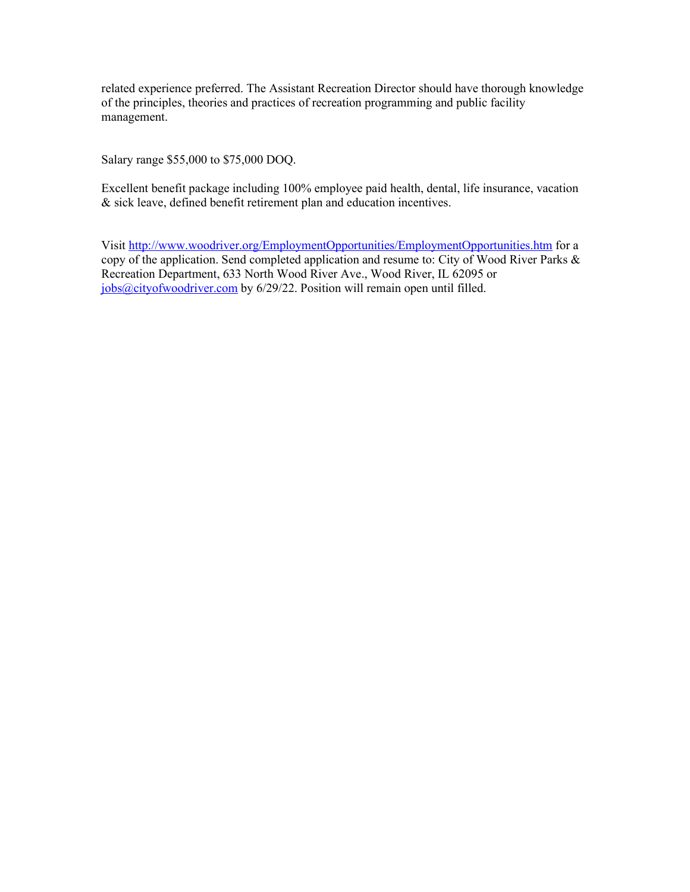related experience preferred. The Assistant Recreation Director should have thorough knowledge of the principles, theories and practices of recreation programming and public facility management.

Salary range $55,000 to $75,000 DOQ.

Excellent benefit package including 100% employee paid health, dental, life insurance, vacation & sick leave, defined benefit retirement plan and education incentives.

Visit http://www.woodriver.org/EmploymentOpportunities/EmploymentOpportunities.htm for a copy of the application. Send completed application and resume to: City of Wood River Parks & Recreation Department, 633 North Wood River Ave., Wood River, IL 62095 or jobs@cityofwoodriver.com by 6/29/22. Position will remain open until filled.